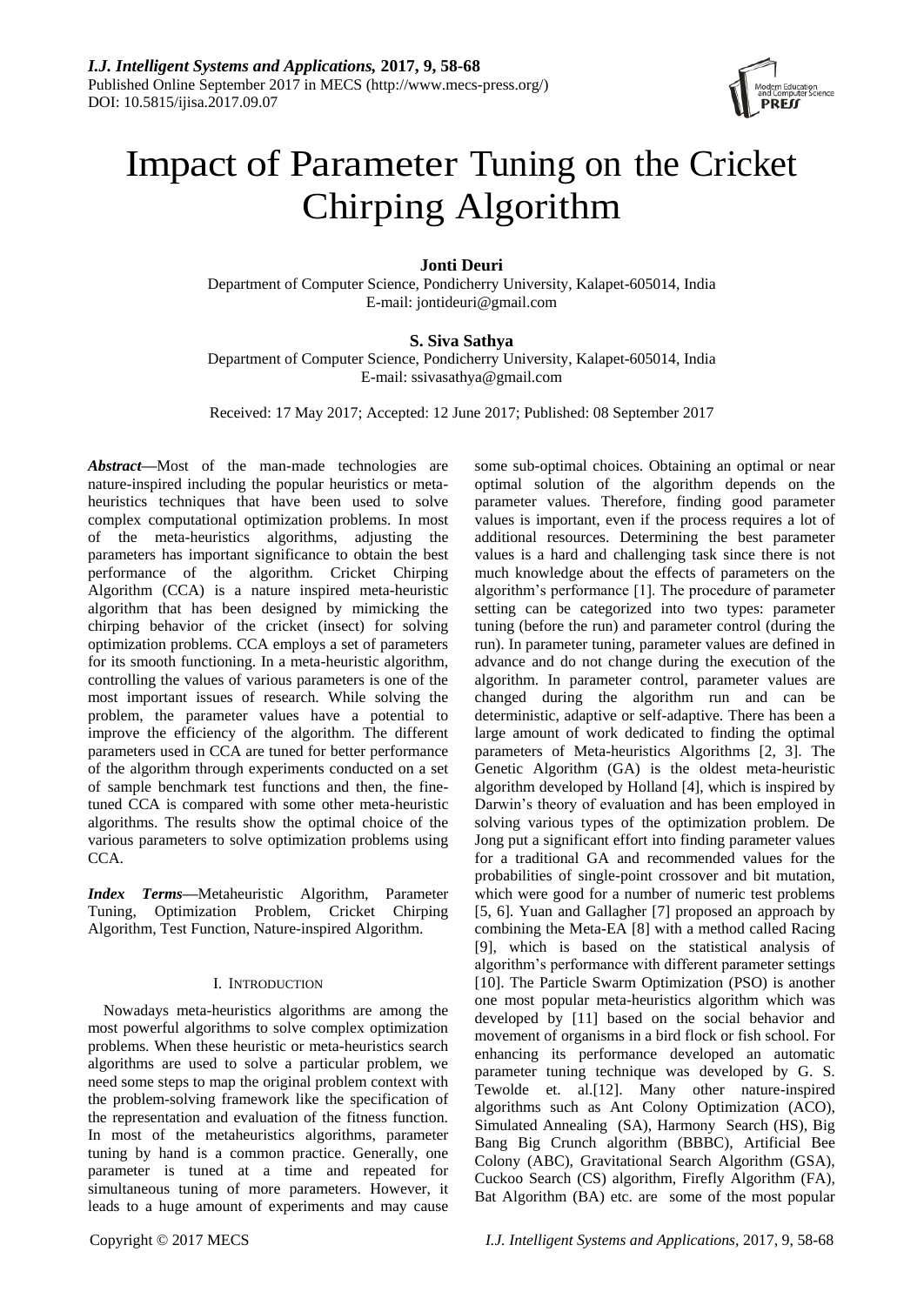# Impact of Parameter Tuning on the Cricket Chirping Algorithm

**Jonti Deuri**

Department of Computer Science, Pondicherry University, Kalapet-605014, India
E-mail: jontideuri@gmail.com

**S. Siva Sathya**

Department of Computer Science, Pondicherry University, Kalapet-605014, India
E-mail: ssivasathya@gmail.com

Received: 17 May 2017; Accepted: 12 June 2017; Published: 08 September 2017

***Abstract*—**Most of the man-made technologies are nature-inspired including the popular heuristics or meta-heuristics techniques that have been used to solve complex computational optimization problems. In most of the meta-heuristics algorithms, adjusting the parameters has important significance to obtain the best performance of the algorithm. Cricket Chirping Algorithm (CCA) is a nature inspired meta-heuristic algorithm that has been designed by mimicking the chirping behavior of the cricket (insect) for solving optimization problems. CCA employs a set of parameters for its smooth functioning. In a meta-heuristic algorithm, controlling the values of various parameters is one of the most important issues of research. While solving the problem, the parameter values have a potential to improve the efficiency of the algorithm. The different parameters used in CCA are tuned for better performance of the algorithm through experiments conducted on a set of sample benchmark test functions and then, the fine-tuned CCA is compared with some other meta-heuristic algorithms. The results show the optimal choice of the various parameters to solve optimization problems using CCA.

***Index Terms*—**Metaheuristic Algorithm, Parameter Tuning, Optimization Problem, Cricket Chirping Algorithm, Test Function, Nature-inspired Algorithm.

## I. Introduction

Nowadays meta-heuristics algorithms are among the most powerful algorithms to solve complex optimization problems. When these heuristic or meta-heuristics search algorithms are used to solve a particular problem, we need some steps to map the original problem context with the problem-solving framework like the specification of the representation and evaluation of the fitness function. In most of the metaheuristics algorithms, parameter tuning by hand is a common practice. Generally, one parameter is tuned at a time and repeated for simultaneous tuning of more parameters. However, it leads to a huge amount of experiments and may cause some sub-optimal choices. Obtaining an optimal or near optimal solution of the algorithm depends on the parameter values. Therefore, finding good parameter values is important, even if the process requires a lot of additional resources. Determining the best parameter values is a hard and challenging task since there is not much knowledge about the effects of parameters on the algorithm's performance [1]. The procedure of parameter setting can be categorized into two types: parameter tuning (before the run) and parameter control (during the run). In parameter tuning, parameter values are defined in advance and do not change during the execution of the algorithm. In parameter control, parameter values are changed during the algorithm run and can be deterministic, adaptive or self-adaptive. There has been a large amount of work dedicated to finding the optimal parameters of Meta-heuristics Algorithms [2, 3]. The Genetic Algorithm (GA) is the oldest meta-heuristic algorithm developed by Holland [4], which is inspired by Darwin's theory of evaluation and has been employed in solving various types of the optimization problem. De Jong put a significant effort into finding parameter values for a traditional GA and recommended values for the probabilities of single-point crossover and bit mutation, which were good for a number of numeric test problems [5, 6]. Yuan and Gallagher [7] proposed an approach by combining the Meta-EA [8] with a method called Racing [9], which is based on the statistical analysis of algorithm's performance with different parameter settings [10]. The Particle Swarm Optimization (PSO) is another one most popular meta-heuristics algorithm which was developed by [11] based on the social behavior and movement of organisms in a bird flock or fish school. For enhancing its performance developed an automatic parameter tuning technique was developed by G. S. Tewolde et. al.[12]. Many other nature-inspired algorithms such as Ant Colony Optimization (ACO), Simulated Annealing (SA), Harmony Search (HS), Big Bang Big Crunch algorithm (BBBC), Artificial Bee Colony (ABC), Gravitational Search Algorithm (GSA), Cuckoo Search (CS) algorithm, Firefly Algorithm (FA), Bat Algorithm (BA) etc. are some of the most popular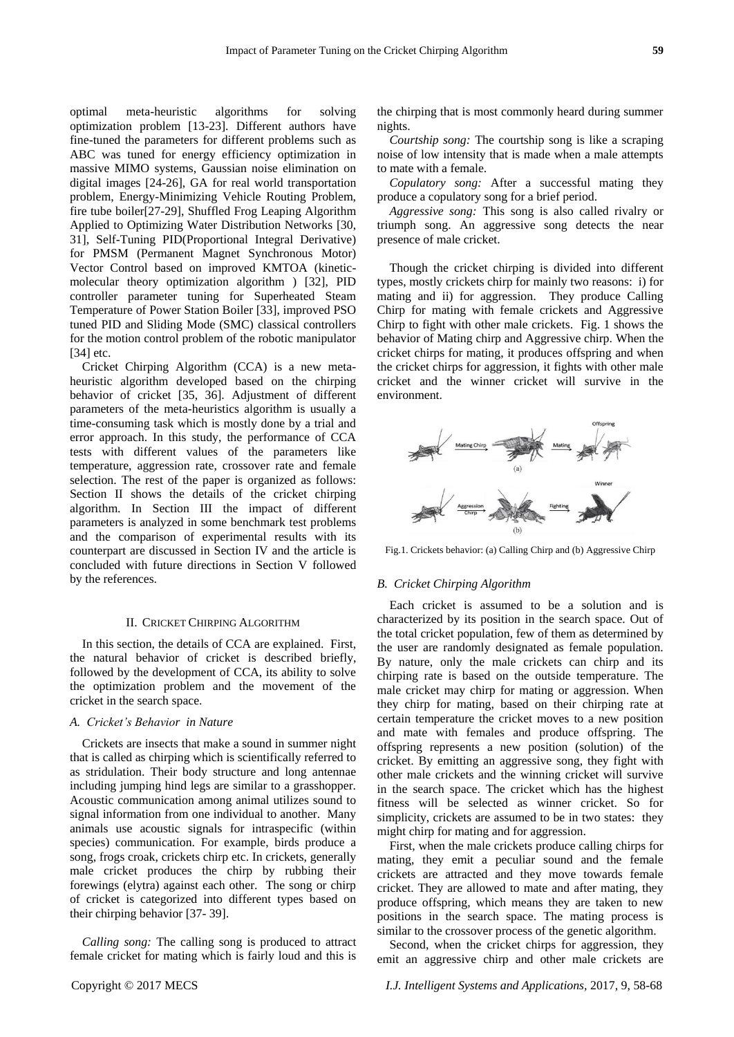optimal meta-heuristic algorithms for solving optimization problem [13-23]. Different authors have fine-tuned the parameters for different problems such as ABC was tuned for energy efficiency optimization in massive MIMO systems, Gaussian noise elimination on digital images [24-26], GA for real world transportation problem, Energy-Minimizing Vehicle Routing Problem, fire tube boiler[27-29], Shuffled Frog Leaping Algorithm Applied to Optimizing Water Distribution Networks [30, 31], Self-Tuning PID(Proportional Integral Derivative) for PMSM (Permanent Magnet Synchronous Motor) Vector Control based on improved KMTOA (kinetic-molecular theory optimization algorithm ) [32], PID controller parameter tuning for Superheated Steam Temperature of Power Station Boiler [33], improved PSO tuned PID and Sliding Mode (SMC) classical controllers for the motion control problem of the robotic manipulator [34] etc.

Cricket Chirping Algorithm (CCA) is a new meta-heuristic algorithm developed based on the chirping behavior of cricket [35, 36]. Adjustment of different parameters of the meta-heuristics algorithm is usually a time-consuming task which is mostly done by a trial and error approach. In this study, the performance of CCA tests with different values of the parameters like temperature, aggression rate, crossover rate and female selection. The rest of the paper is organized as follows: Section II shows the details of the cricket chirping algorithm. In Section III the impact of different parameters is analyzed in some benchmark test problems and the comparison of experimental results with its counterpart are discussed in Section IV and the article is concluded with future directions in Section V followed by the references.

## II. Cricket Chirping Algorithm

In this section, the details of CCA are explained. First, the natural behavior of cricket is described briefly, followed by the development of CCA, its ability to solve the optimization problem and the movement of the cricket in the search space.

### *A. Cricket's Behavior in Nature*

Crickets are insects that make a sound in summer night that is called as chirping which is scientifically referred to as stridulation. Their body structure and long antennae including jumping hind legs are similar to a grasshopper. Acoustic communication among animal utilizes sound to signal information from one individual to another. Many animals use acoustic signals for intraspecific (within species) communication. For example, birds produce a song, frogs croak, crickets chirp etc. In crickets, generally male cricket produces the chirp by rubbing their forewings (elytra) against each other. The song or chirp of cricket is categorized into different types based on their chirping behavior [37- 39].

*Calling song:* The calling song is produced to attract female cricket for mating which is fairly loud and this is the chirping that is most commonly heard during summer nights.

*Courtship song:* The courtship song is like a scraping noise of low intensity that is made when a male attempts to mate with a female.

*Copulatory song:* After a successful mating they produce a copulatory song for a brief period.

*Aggressive song:* This song is also called rivalry or triumph song. An aggressive song detects the near presence of male cricket.

Though the cricket chirping is divided into different types, mostly crickets chirp for mainly two reasons: i) for mating and ii) for aggression. They produce Calling Chirp for mating with female crickets and Aggressive Chirp to fight with other male crickets. Fig. 1 shows the behavior of Mating chirp and Aggressive chirp. When the cricket chirps for mating, it produces offspring and when the cricket chirps for aggression, it fights with other male cricket and the winner cricket will survive in the environment.

Fig.1. Crickets behavior: (a) Calling Chirp and (b) Aggressive Chirp

### *B. Cricket Chirping Algorithm*

Each cricket is assumed to be a solution and is characterized by its position in the search space. Out of the total cricket population, few of them as determined by the user are randomly designated as female population. By nature, only the male crickets can chirp and its chirping rate is based on the outside temperature. The male cricket may chirp for mating or aggression. When they chirp for mating, based on their chirping rate at certain temperature the cricket moves to a new position and mate with females and produce offspring. The offspring represents a new position (solution) of the cricket. By emitting an aggressive song, they fight with other male crickets and the winning cricket will survive in the search space. The cricket which has the highest fitness will be selected as winner cricket. So for simplicity, crickets are assumed to be in two states: they might chirp for mating and for aggression.

First, when the male crickets produce calling chirps for mating, they emit a peculiar sound and the female crickets are attracted and they move towards female cricket. They are allowed to mate and after mating, they produce offspring, which means they are taken to new positions in the search space. The mating process is similar to the crossover process of the genetic algorithm.

Second, when the cricket chirps for aggression, they emit an aggressive chirp and other male crickets are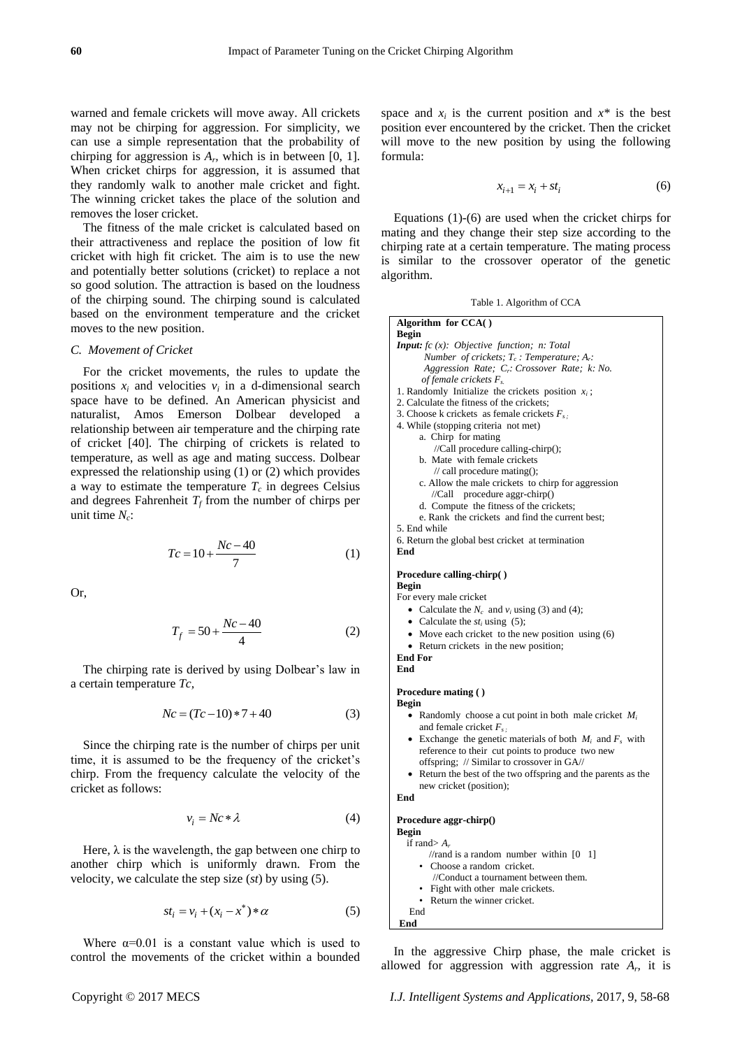warned and female crickets will move away. All crickets may not be chirping for aggression. For simplicity, we can use a simple representation that the probability of chirping for aggression is $A_r$, which is in between [0, 1]. When cricket chirps for aggression, it is assumed that they randomly walk to another male cricket and fight. The winning cricket takes the place of the solution and removes the loser cricket.

The fitness of the male cricket is calculated based on their attractiveness and replace the position of low fit cricket with high fit cricket. The aim is to use the new and potentially better solutions (cricket) to replace a not so good solution. The attraction is based on the loudness of the chirping sound. The chirping sound is calculated based on the environment temperature and the cricket moves to the new position.

### *C. Movement of Cricket*

For the cricket movements, the rules to update the positions $x_i$ and velocities $v_i$ in a d-dimensional search space have to be defined. An American physicist and naturalist, Amos Emerson Dolbear developed a relationship between air temperature and the chirping rate of cricket [40]. The chirping of crickets is related to temperature, as well as age and mating success. Dolbear expressed the relationship using (1) or (2) which provides a way to estimate the temperature $T_c$ in degrees Celsius and degrees Fahrenheit $T_f$ from the number of chirps per unit time $N_c$:

$$Tc = 10 + \frac{Nc - 40}{7} \tag{1}$$

Or,

$$T_f = 50 + \frac{Nc - 40}{4} \tag{2}$$

The chirping rate is derived by using Dolbear's law in a certain temperature *Tc,*

$$Nc = (Tc - 10) * 7 + 40 \tag{3}$$

Since the chirping rate is the number of chirps per unit time, it is assumed to be the frequency of the cricket's chirp. From the frequency calculate the velocity of the cricket as follows:

$$v_i = Nc * \lambda \tag{4}$$

Here, $\lambda$ is the wavelength, the gap between one chirp to another chirp which is uniformly drawn. From the velocity, we calculate the step size (*st*) by using (5).

$$st_i = v_i + (x_i - x^*) * \alpha \tag{5}$$

Where $\alpha$=0.01 is a constant value which is used to control the movements of the cricket within a bounded space and $x_i$ is the current position and $x^*$ is the best position ever encountered by the cricket. Then the cricket will move to the new position by using the following formula:

$$x_{i+1} = x_i + st_i \tag{6}$$

Equations (1)-(6) are used when the cricket chirps for mating and they change their step size according to the chirping rate at a certain temperature. The mating process is similar to the crossover operator of the genetic algorithm.

Table 1. Algorithm of CCA

```
Algorithm for CCA( )
Begin
Input: fc (x): Objective function; n: Total
    Number of crickets; Tc : Temperature; Ar:
    Aggression Rate; Cr: Crossover Rate; k: No.
    of female crickets Fs.
1. Randomly Initialize the crickets position xi ;
2. Calculate the fitness of the crickets;
3. Choose k crickets as female crickets Fs ;
4. While (stopping criteria not met)
    a. Chirp for mating
       //Call procedure calling-chirp();
    b. Mate with female crickets
       // call procedure mating();
    c. Allow the male crickets to chirp for aggression
       //Call procedure aggr-chirp()
    d. Compute the fitness of the crickets;
    e. Rank the crickets and find the current best;
5. End while
6. Return the global best cricket at termination
End

Procedure calling-chirp( )
Begin
For every male cricket
  • Calculate the Nc and vi using (3) and (4);
  • Calculate the sti using (5);
  • Move each cricket to the new position using (6)
  • Return crickets in the new position;
End For
End

Procedure mating ( )
Begin
  • Randomly choose a cut point in both male cricket Mi
    and female cricket Fs ;
  • Exchange the genetic materials of both Mi and Fs with
    reference to their cut points to produce two new
    offspring; // Similar to crossover in GA//
  • Return the best of the two offspring and the parents as the
    new cricket (position);
End

Procedure aggr-chirp()
Begin
  if rand> Ar
       //rand is a random number within [0 1]
     • Choose a random cricket.
       //Conduct a tournament between them.
     • Fight with other male crickets.
     • Return the winner cricket.
  End
End
```

In the aggressive Chirp phase, the male cricket is allowed for aggression with aggression rate $A_r$, it is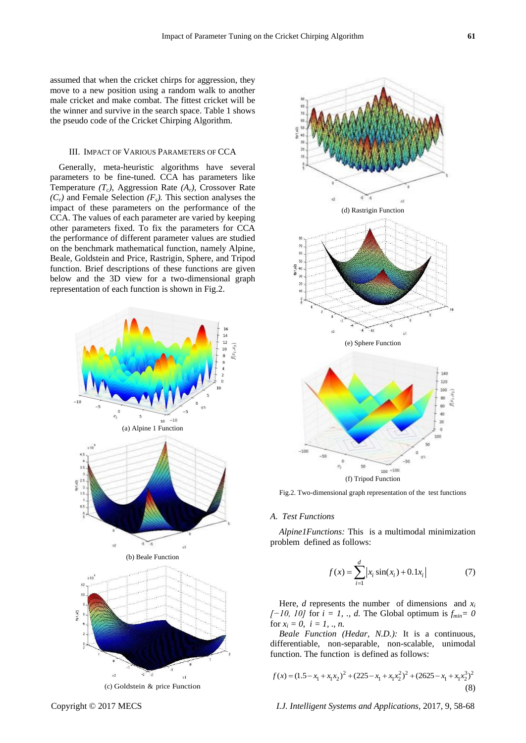assumed that when the cricket chirps for aggression, they move to a new position using a random walk to another male cricket and make combat. The fittest cricket will be the winner and survive in the search space. Table 1 shows the pseudo code of the Cricket Chirping Algorithm.

## III. Impact of Various Parameters of CCA

Generally, meta-heuristic algorithms have several parameters to be fine-tuned. CCA has parameters like Temperature *($T_c$)*, Aggression Rate *($A_r$)*, Crossover Rate *($C_r$)* and Female Selection *($F_s$)*. This section analyses the impact of these parameters on the performance of the CCA. The values of each parameter are varied by keeping other parameters fixed. To fix the parameters for CCA the performance of different parameter values are studied on the benchmark mathematical function, namely Alpine, Beale, Goldstein and Price, Rastrigin, Sphere, and Tripod function. Brief descriptions of these functions are given below and the 3D view for a two-dimensional graph representation of each function is shown in Fig.2.

(a) Alpine 1 Function

(b) Beale Function

(c) Goldstein & price Function

(d) Rastrigin Function

(e) Sphere Function

(f) Tripod Function

Fig.2. Two-dimensional graph representation of the test functions

### A. Test Functions

*Alpine1Functions:* This is a multimodal minimization problem defined as follows:

$$f(x) = \sum_{i=1}^{d} \left| x_i \sin(x_i) + 0.1 x_i \right| \tag{7}$$

Here, $d$ represents the number of dimensions and $x_i$ *[−10, 10]* for $i = 1, ., d$. The Global optimum is $f_{min} = 0$ for $x_i = 0,\ i = 1, ., n$.

*Beale Function (Hedar, N.D.):* It is a continuous, differentiable, non-separable, non-scalable, unimodal function. The function is defined as follows:

$$f(x) = (1.5 - x_1 + x_1 x_2)^2 + (225 - x_1 + x_1 x_2^2)^2 + (2625 - x_1 + x_1 x_2^3)^2 \tag{8}$$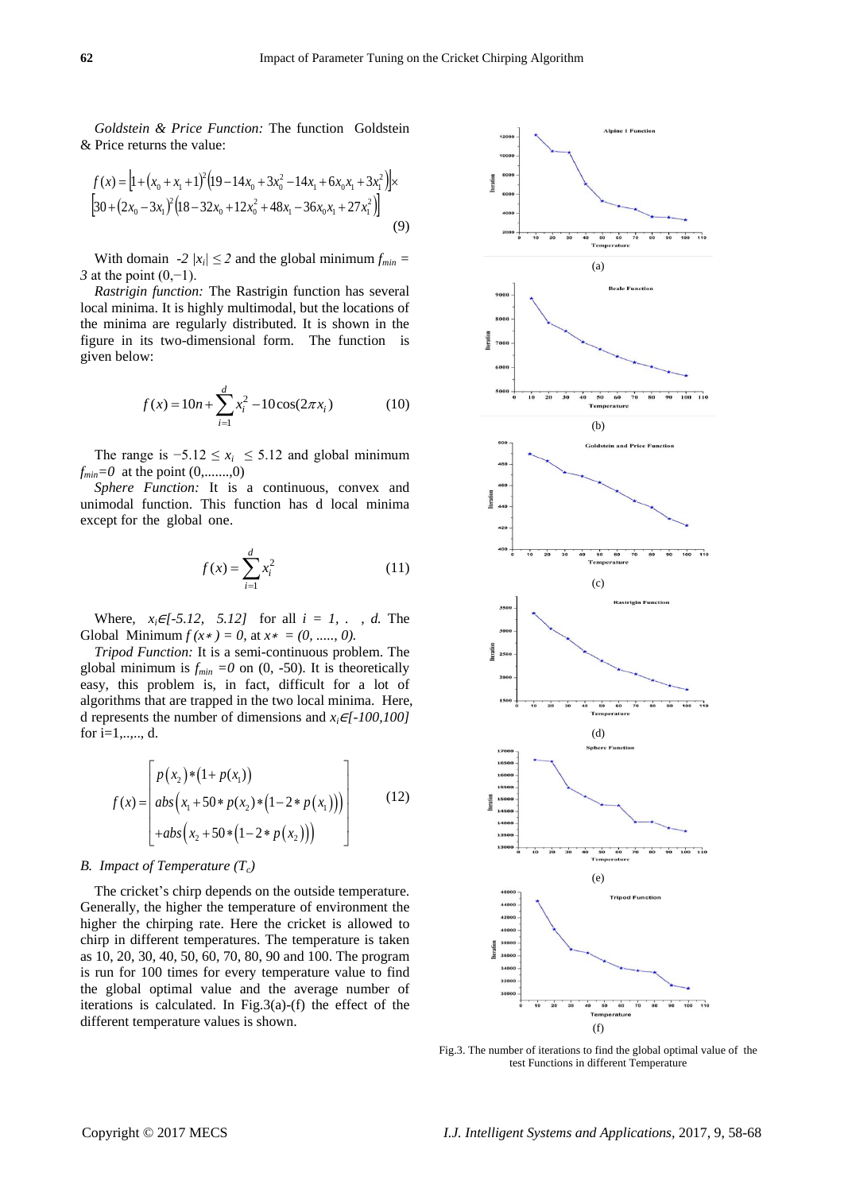*Goldstein & Price Function:* The function Goldstein & Price returns the value:

$$f(x) = \left[1 + (x_0 + x_1 + 1)^2 (19 - 14x_0 + 3x_0^2 - 14x_1 + 6x_0x_1 + 3x_1^2)\right] \times \left[30 + (2x_0 - 3x_1)^2 (18 - 32x_0 + 12x_0^2 + 48x_1 - 36x_0x_1 + 27x_1^2)\right] \quad (9)$$

With domain $-2 \ |x_i| \leq 2$ and the global minimum $f_{min} = 3$ at the point $(0,-1)$.

*Rastrigin function:* The Rastrigin function has several local minima. It is highly multimodal, but the locations of the minima are regularly distributed. It is shown in the figure in its two-dimensional form. The function is given below:

$$f(x) = 10n + \sum_{i=1}^{d} x_i^2 - 10\cos(2\pi x_i) \quad (10)$$

The range is $-5.12 \leq x_i \leq 5.12$ and global minimum $f_{min}=0$ at the point (0,.......,0)

*Sphere Function:* It is a continuous, convex and unimodal function. This function has d local minima except for the global one.

$$f(x) = \sum_{i=1}^{d} x_i^2 \quad (11)$$

Where, $x_i \in [-5.12, 5.12]$ for all $i = 1, . \ \ , d$. The Global Minimum $f(x*) = 0$, at $x* = (0, ....., 0)$.

*Tripod Function:* It is a semi-continuous problem. The global minimum is $f_{min} = 0$ on (0, -50). It is theoretically easy, this problem is, in fact, difficult for a lot of algorithms that are trapped in the two local minima. Here, d represents the number of dimensions and $x_i \in [-100,100]$ for i=1,..,.., d.

$$f(x) = \begin{bmatrix} p(x_2) * (1 + p(x_1)) \\ abs\left(x_1 + 50 * p(x_2) * (1 - 2 * p(x_1))\right) \\ + abs\left(x_2 + 50 * (1 - 2 * p(x_2))\right) \end{bmatrix} \quad (12)$$

### B. Impact of Temperature ($T_c$)

The cricket's chirp depends on the outside temperature. Generally, the higher the temperature of environment the higher the chirping rate. Here the cricket is allowed to chirp in different temperatures. The temperature is taken as 10, 20, 30, 40, 50, 60, 70, 80, 90 and 100. The program is run for 100 times for every temperature value to find the global optimal value and the average number of iterations is calculated. In Fig.3(a)-(f) the effect of the different temperature values is shown.

(a)

(b)

(c)

(d)

(e)

(f)

Fig.3. The number of iterations to find the global optimal value of the test Functions in different Temperature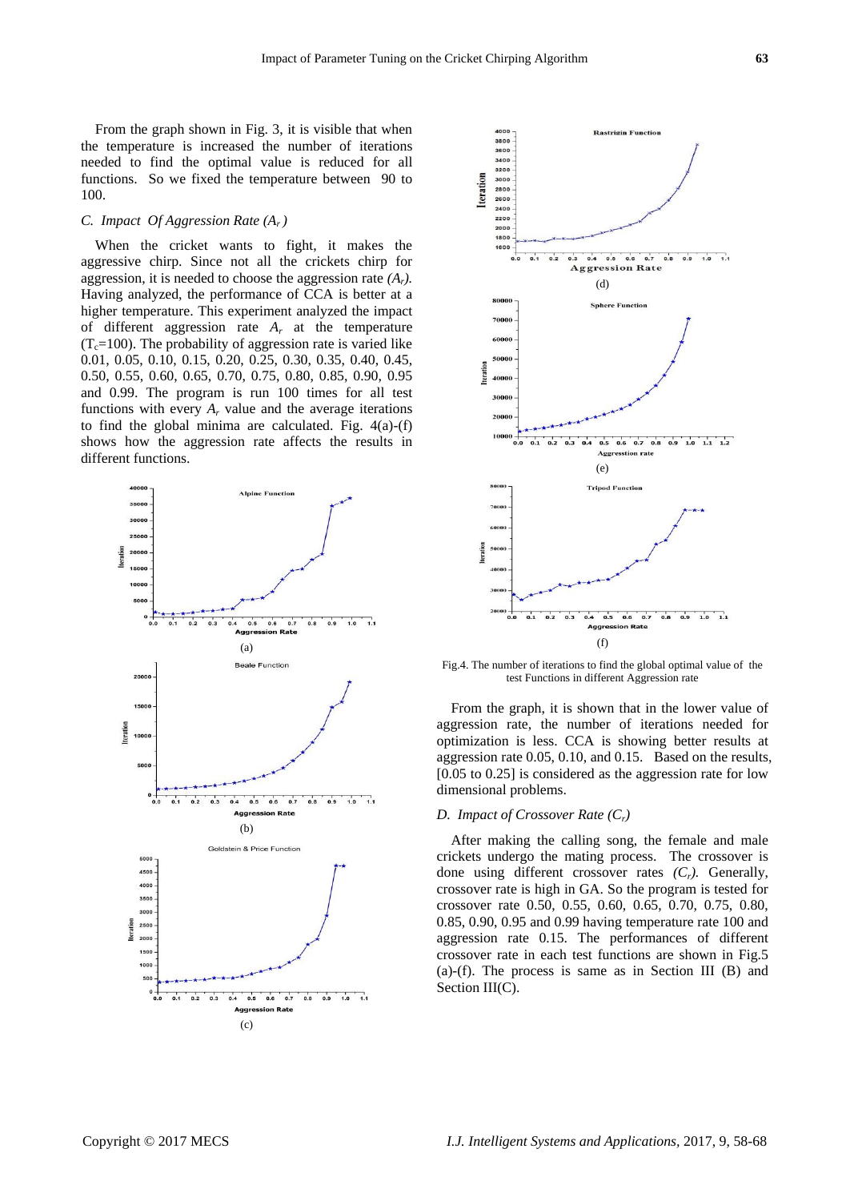From the graph shown in Fig. 3, it is visible that when the temperature is increased the number of iterations needed to find the optimal value is reduced for all functions. So we fixed the temperature between 90 to 100.

### C. Impact Of Aggression Rate ($A_r$)

When the cricket wants to fight, it makes the aggressive chirp. Since not all the crickets chirp for aggression, it is needed to choose the aggression rate $(A_r)$. Having analyzed, the performance of CCA is better at a higher temperature. This experiment analyzed the impact of different aggression rate $A_r$ at the temperature ($T_c$=100). The probability of aggression rate is varied like 0.01, 0.05, 0.10, 0.15, 0.20, 0.25, 0.30, 0.35, 0.40, 0.45, 0.50, 0.55, 0.60, 0.65, 0.70, 0.75, 0.80, 0.85, 0.90, 0.95 and 0.99. The program is run 100 times for all test functions with every $A_r$ value and the average iterations to find the global minima are calculated. Fig. 4(a)-(f) shows how the aggression rate affects the results in different functions.

(a)

(b)

(c)

(d)

(e)

(f)

Fig.4. The number of iterations to find the global optimal value of the test Functions in different Aggression rate

From the graph, it is shown that in the lower value of aggression rate, the number of iterations needed for optimization is less. CCA is showing better results at aggression rate 0.05, 0.10, and 0.15. Based on the results, [0.05 to 0.25] is considered as the aggression rate for low dimensional problems.

### D. Impact of Crossover Rate ($C_r$)

After making the calling song, the female and male crickets undergo the mating process. The crossover is done using different crossover rates $(C_r)$. Generally, crossover rate is high in GA. So the program is tested for crossover rate 0.50, 0.55, 0.60, 0.65, 0.70, 0.75, 0.80, 0.85, 0.90, 0.95 and 0.99 having temperature rate 100 and aggression rate 0.15. The performances of different crossover rate in each test functions are shown in Fig.5 (a)-(f). The process is same as in Section III (B) and Section III(C).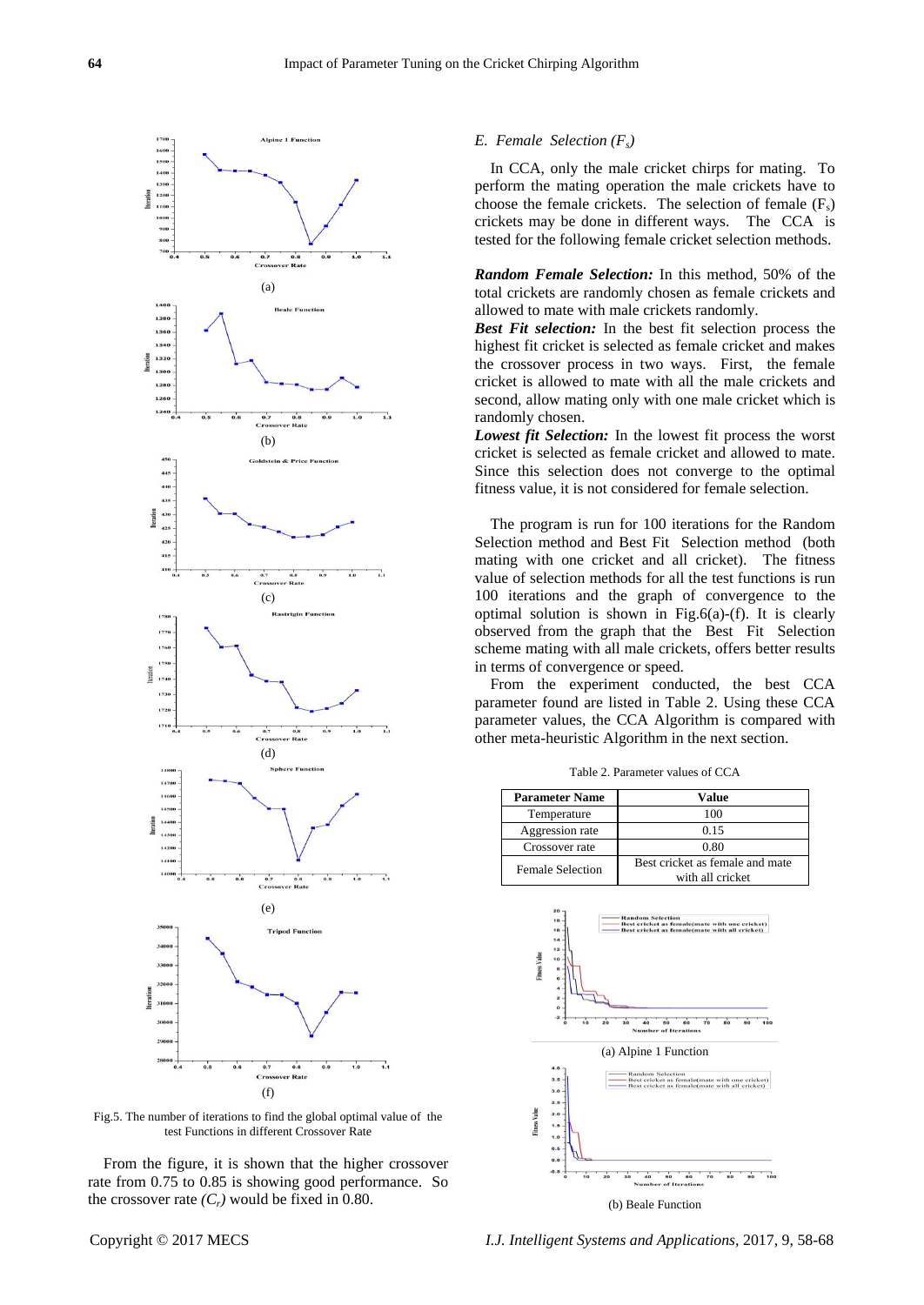Fig.5. The number of iterations to find the global optimal value of the test Functions in different Crossover Rate

From the figure, it is shown that the higher crossover rate from 0.75 to 0.85 is showing good performance. So the crossover rate *($C_r$)* would be fixed in 0.80.

### *E. Female Selection ($F_s$)*

In CCA, only the male cricket chirps for mating. To perform the mating operation the male crickets have to choose the female crickets. The selection of female ($F_s$) crickets may be done in different ways. The CCA is tested for the following female cricket selection methods.

***Random Female Selection:*** In this method, 50% of the total crickets are randomly chosen as female crickets and allowed to mate with male crickets randomly.

***Best Fit selection:*** In the best fit selection process the highest fit cricket is selected as female cricket and makes the crossover process in two ways. First, the female cricket is allowed to mate with all the male crickets and second, allow mating only with one male cricket which is randomly chosen.

***Lowest fit Selection:*** In the lowest fit process the worst cricket is selected as female cricket and allowed to mate. Since this selection does not converge to the optimal fitness value, it is not considered for female selection.

The program is run for 100 iterations for the Random Selection method and Best Fit Selection method (both mating with one cricket and all cricket). The fitness value of selection methods for all the test functions is run 100 iterations and the graph of convergence to the optimal solution is shown in Fig.6(a)-(f). It is clearly observed from the graph that the Best Fit Selection scheme mating with all male crickets, offers better results in terms of convergence or speed.

From the experiment conducted, the best CCA parameter found are listed in Table 2. Using these CCA parameter values, the CCA Algorithm is compared with other meta-heuristic Algorithm in the next section.

Table 2. Parameter values of CCA

| Parameter Name | Value |
|---|---|
| Temperature | 100 |
| Aggression rate | 0.15 |
| Crossover rate | 0.80 |
| Female Selection | Best cricket as female and mate with all cricket |

(a) Alpine 1 Function

(b) Beale Function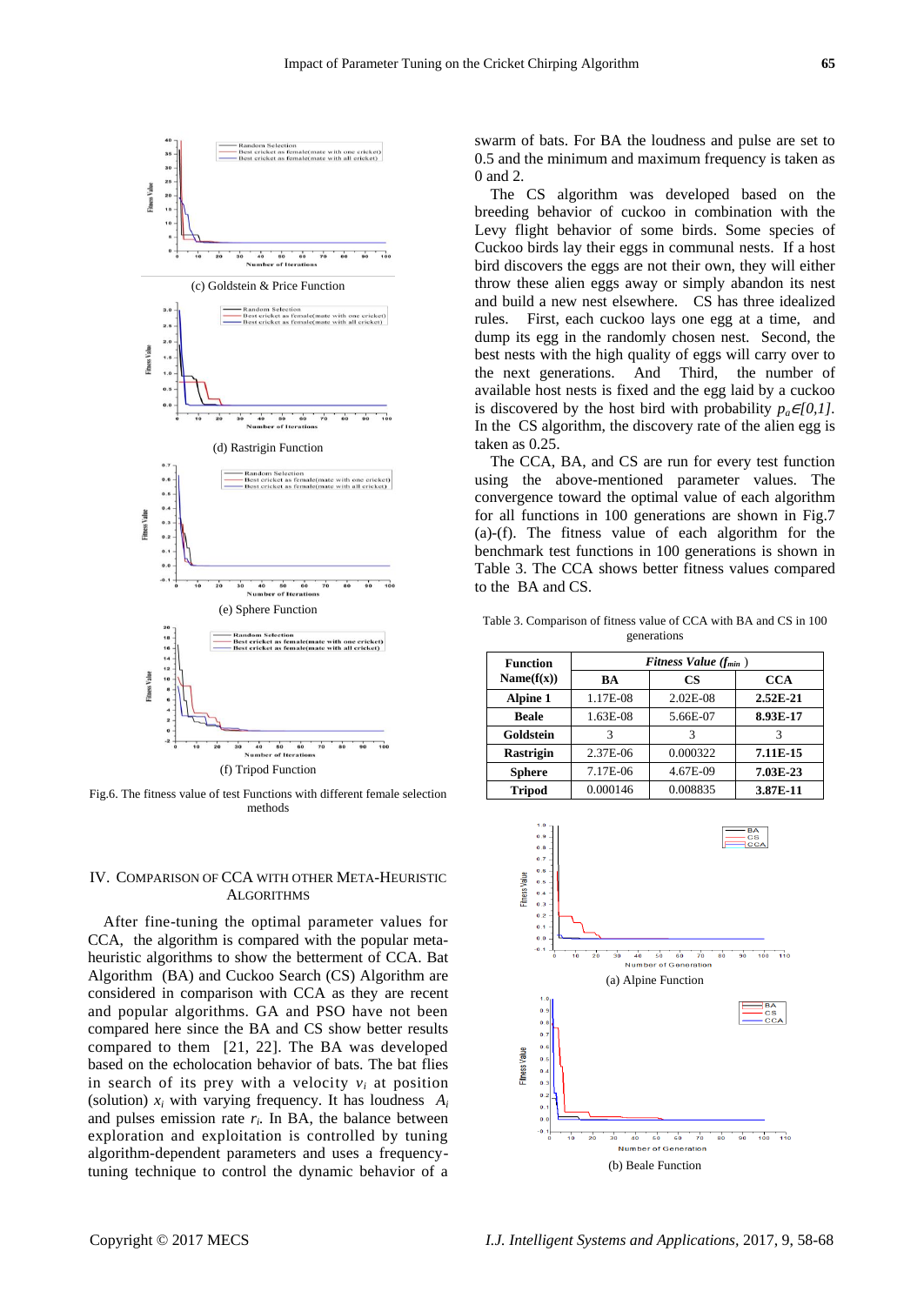(c) Goldstein & Price Function

(d) Rastrigin Function

(e) Sphere Function

(f) Tripod Function

Fig.6. The fitness value of test Functions with different female selection methods

## IV. Comparison of CCA with Other Meta-Heuristic Algorithms

After fine-tuning the optimal parameter values for CCA, the algorithm is compared with the popular meta-heuristic algorithms to show the betterment of CCA. Bat Algorithm (BA) and Cuckoo Search (CS) Algorithm are considered in comparison with CCA as they are recent and popular algorithms. GA and PSO have not been compared here since the BA and CS show better results compared to them [21, 22]. The BA was developed based on the echolocation behavior of bats. The bat flies in search of its prey with a velocity $v_i$ at position (solution) $x_i$ with varying frequency. It has loudness $A_i$ and pulses emission rate $r_i$. In BA, the balance between exploration and exploitation is controlled by tuning algorithm-dependent parameters and uses a frequency-tuning technique to control the dynamic behavior of a swarm of bats. For BA the loudness and pulse are set to 0.5 and the minimum and maximum frequency is taken as 0 and 2.

The CS algorithm was developed based on the breeding behavior of cuckoo in combination with the Levy flight behavior of some birds. Some species of Cuckoo birds lay their eggs in communal nests. If a host bird discovers the eggs are not their own, they will either throw these alien eggs away or simply abandon its nest and build a new nest elsewhere. CS has three idealized rules. First, each cuckoo lays one egg at a time, and dump its egg in the randomly chosen nest. Second, the best nests with the high quality of eggs will carry over to the next generations. And Third, the number of available host nests is fixed and the egg laid by a cuckoo is discovered by the host bird with probability $p_a \in [0,1]$. In the CS algorithm, the discovery rate of the alien egg is taken as 0.25.

The CCA, BA, and CS are run for every test function using the above-mentioned parameter values. The convergence toward the optimal value of each algorithm for all functions in 100 generations are shown in Fig.7 (a)-(f). The fitness value of each algorithm for the benchmark test functions in 100 generations is shown in Table 3. The CCA shows better fitness values compared to the BA and CS.

Table 3. Comparison of fitness value of CCA with BA and CS in 100 generations

| Function Name(f(x)) | *Fitness Value ($f_{min}$)* | | |
|---|---|---|---|
| | **BA** | **CS** | **CCA** |
| **Alpine 1** | 1.17E-08 | 2.02E-08 | **2.52E-21** |
| **Beale** | 1.63E-08 | 5.66E-07 | **8.93E-17** |
| **Goldstein** | 3 | 3 | 3 |
| **Rastrigin** | 2.37E-06 | 0.000322 | **7.11E-15** |
| **Sphere** | 7.17E-06 | 4.67E-09 | **7.03E-23** |
| **Tripod** | 0.000146 | 0.008835 | **3.87E-11** |

(a) Alpine Function

(b) Beale Function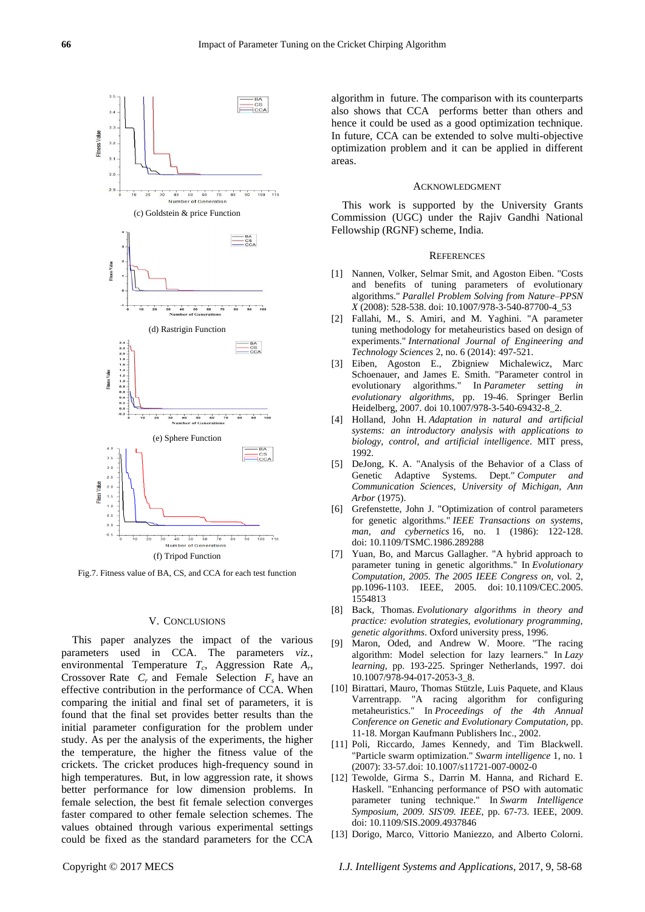(c) Goldstein & price Function

(d) Rastrigin Function

(e) Sphere Function

(f) Tripod Function

Fig.7. Fitness value of BA, CS, and CCA for each test function

## V. Conclusions

This paper analyzes the impact of the various parameters used in CCA. The parameters *viz.*, environmental Temperature $T_c$, Aggression Rate $A_r$, Crossover Rate $C_r$ and Female Selection $F_s$ have an effective contribution in the performance of CCA. When comparing the initial and final set of parameters, it is found that the final set provides better results than the initial parameter configuration for the problem under study. As per the analysis of the experiments, the higher the temperature, the higher the fitness value of the crickets. The cricket produces high-frequency sound in high temperatures. But, in low aggression rate, it shows better performance for low dimension problems. In female selection, the best fit female selection converges faster compared to other female selection schemes. The values obtained through various experimental settings could be fixed as the standard parameters for the CCA algorithm in future. The comparison with its counterparts also shows that CCA performs better than others and hence it could be used as a good optimization technique. In future, CCA can be extended to solve multi-objective optimization problem and it can be applied in different areas.

## Acknowledgment

This work is supported by the University Grants Commission (UGC) under the Rajiv Gandhi National Fellowship (RGNF) scheme, India.

## References

[1] Nannen, Volker, Selmar Smit, and Agoston Eiben. "Costs and benefits of tuning parameters of evolutionary algorithms." *Parallel Problem Solving from Nature–PPSN X* (2008): 528-538. doi: 10.1007/978-3-540-87700-4_53

[2] Fallahi, M., S. Amiri, and M. Yaghini. "A parameter tuning methodology for metaheuristics based on design of experiments." *International Journal of Engineering and Technology Sciences* 2, no. 6 (2014): 497-521.

[3] Eiben, Agoston E., Zbigniew Michalewicz, Marc Schoenauer, and James E. Smith. "Parameter control in evolutionary algorithms." In *Parameter setting in evolutionary algorithms*, pp. 19-46. Springer Berlin Heidelberg, 2007. doi 10.1007/978-3-540-69432-8_2.

[4] Holland, John H. *Adaptation in natural and artificial systems: an introductory analysis with applications to biology, control, and artificial intelligence*. MIT press, 1992.

[5] DeJong, K. A. "Analysis of the Behavior of a Class of Genetic Adaptive Systems. Dept." *Computer and Communication Sciences, University of Michigan, Ann Arbor* (1975).

[6] Grefenstette, John J. "Optimization of control parameters for genetic algorithms." *IEEE Transactions on systems, man, and cybernetics* 16, no. 1 (1986): 122-128. doi: 10.1109/TSMC.1986.289288

[7] Yuan, Bo, and Marcus Gallagher. "A hybrid approach to parameter tuning in genetic algorithms." In *Evolutionary Computation, 2005. The 2005 IEEE Congress on*, vol. 2, pp.1096-1103. IEEE, 2005. doi: 10.1109/CEC.2005.1554813

[8] Back, Thomas. *Evolutionary algorithms in theory and practice: evolution strategies, evolutionary programming, genetic algorithms*. Oxford university press, 1996.

[9] Maron, Oded, and Andrew W. Moore. "The racing algorithm: Model selection for lazy learners." In *Lazy learning*, pp. 193-225. Springer Netherlands, 1997. doi 10.1007/978-94-017-2053-3_8.

[10] Birattari, Mauro, Thomas Stützle, Luis Paquete, and Klaus Varrentrapp. "A racing algorithm for configuring metaheuristics." In *Proceedings of the 4th Annual Conference on Genetic and Evolutionary Computation*, pp. 11-18. Morgan Kaufmann Publishers Inc., 2002.

[11] Poli, Riccardo, James Kennedy, and Tim Blackwell. "Particle swarm optimization." *Swarm intelligence* 1, no. 1 (2007): 33-57.doi: 10.1007/s11721-007-0002-0

[12] Tewolde, Girma S., Darrin M. Hanna, and Richard E. Haskell. "Enhancing performance of PSO with automatic parameter tuning technique." In *Swarm Intelligence Symposium, 2009. SIS'09. IEEE*, pp. 67-73. IEEE, 2009. doi: 10.1109/SIS.2009.4937846

[13] Dorigo, Marco, Vittorio Maniezzo, and Alberto Colorni.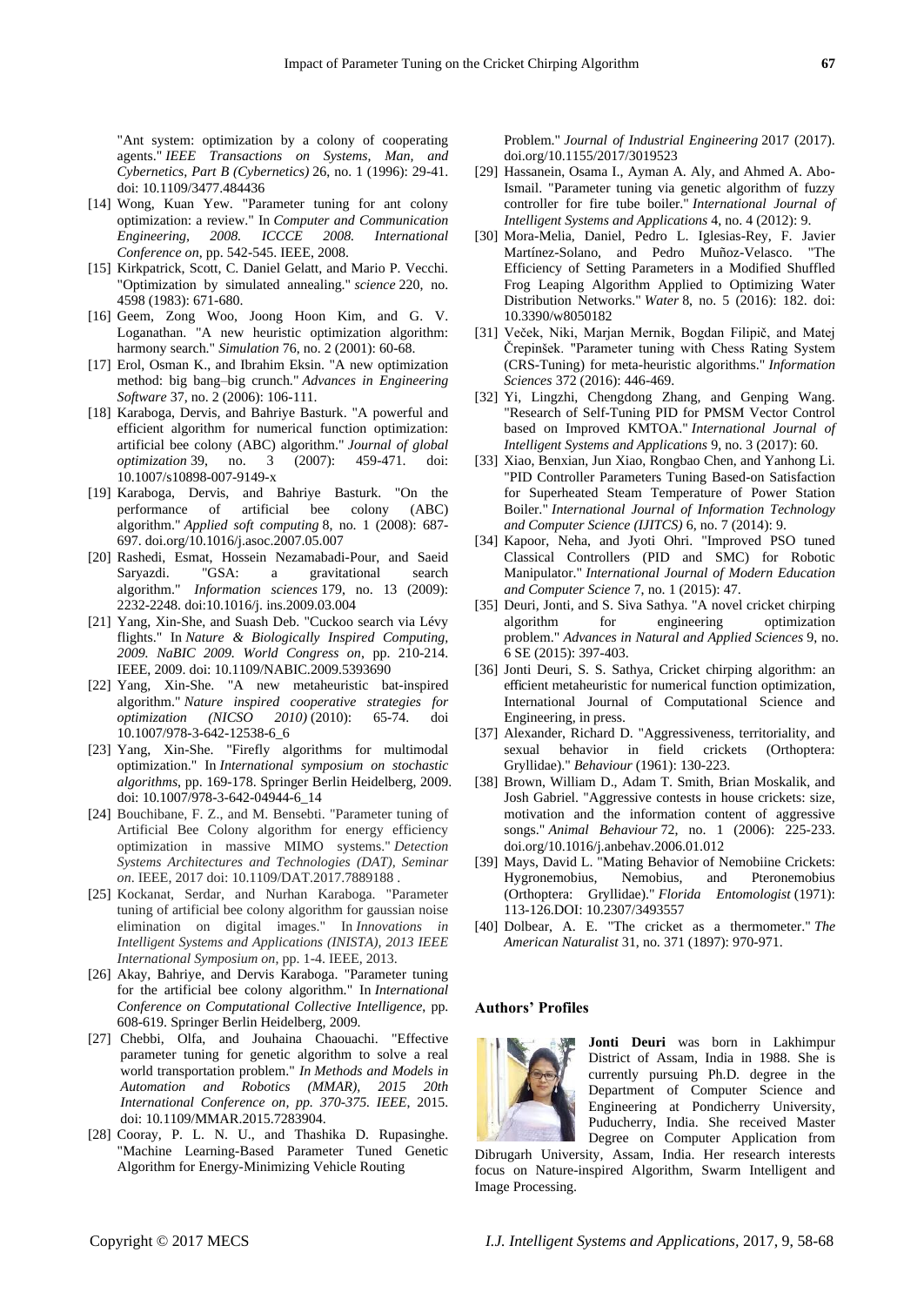"Ant system: optimization by a colony of cooperating agents." *IEEE Transactions on Systems, Man, and Cybernetics, Part B (Cybernetics)* 26, no. 1 (1996): 29-41. doi: 10.1109/3477.484436

[14] Wong, Kuan Yew. "Parameter tuning for ant colony optimization: a review." In *Computer and Communication Engineering, 2008. ICCCE 2008. International Conference on*, pp. 542-545. IEEE, 2008.

[15] Kirkpatrick, Scott, C. Daniel Gelatt, and Mario P. Vecchi. "Optimization by simulated annealing." *science* 220, no. 4598 (1983): 671-680.

[16] Geem, Zong Woo, Joong Hoon Kim, and G. V. Loganathan. "A new heuristic optimization algorithm: harmony search." *Simulation* 76, no. 2 (2001): 60-68.

[17] Erol, Osman K., and Ibrahim Eksin. "A new optimization method: big bang–big crunch." *Advances in Engineering Software* 37, no. 2 (2006): 106-111.

[18] Karaboga, Dervis, and Bahriye Basturk. "A powerful and efficient algorithm for numerical function optimization: artificial bee colony (ABC) algorithm." *Journal of global optimization* 39, no. 3 (2007): 459-471. doi: 10.1007/s10898-007-9149-x

[19] Karaboga, Dervis, and Bahriye Basturk. "On the performance of artificial bee colony (ABC) algorithm." *Applied soft computing* 8, no. 1 (2008): 687-697. doi.org/10.1016/j.asoc.2007.05.007

[20] Rashedi, Esmat, Hossein Nezamabadi-Pour, and Saeid Saryazdi. "GSA: a gravitational search algorithm." *Information sciences* 179, no. 13 (2009): 2232-2248. doi:10.1016/j. ins.2009.03.004

[21] Yang, Xin-She, and Suash Deb. "Cuckoo search via Lévy flights." In *Nature & Biologically Inspired Computing, 2009. NaBIC 2009. World Congress on*, pp. 210-214. IEEE, 2009. doi: 10.1109/NABIC.2009.5393690

[22] Yang, Xin-She. "A new metaheuristic bat-inspired algorithm." *Nature inspired cooperative strategies for optimization (NICSO 2010)* (2010): 65-74. doi 10.1007/978-3-642-12538-6_6

[23] Yang, Xin-She. "Firefly algorithms for multimodal optimization." In *International symposium on stochastic algorithms*, pp. 169-178. Springer Berlin Heidelberg, 2009. doi: 10.1007/978-3-642-04944-6_14

[24] Bouchibane, F. Z., and M. Bensebti. "Parameter tuning of Artificial Bee Colony algorithm for energy efficiency optimization in massive MIMO systems." *Detection Systems Architectures and Technologies (DAT), Seminar on*. IEEE, 2017 doi: 10.1109/DAT.2017.7889188 .

[25] Kockanat, Serdar, and Nurhan Karaboga. "Parameter tuning of artificial bee colony algorithm for gaussian noise elimination on digital images." In *Innovations in Intelligent Systems and Applications (INISTA), 2013 IEEE International Symposium on*, pp. 1-4. IEEE, 2013.

[26] Akay, Bahriye, and Dervis Karaboga. "Parameter tuning for the artificial bee colony algorithm." In *International Conference on Computational Collective Intelligence*, pp. 608-619. Springer Berlin Heidelberg, 2009.

[27] Chebbi, Olfa, and Jouhaina Chaouachi. "Effective parameter tuning for genetic algorithm to solve a real world transportation problem." *In Methods and Models in Automation and Robotics (MMAR), 2015 20th International Conference on, pp. 370-375. IEEE*, 2015. doi: 10.1109/MMAR.2015.7283904.

[28] Cooray, P. L. N. U., and Thashika D. Rupasinghe. "Machine Learning-Based Parameter Tuned Genetic Algorithm for Energy-Minimizing Vehicle Routing Problem." *Journal of Industrial Engineering* 2017 (2017). doi.org/10.1155/2017/3019523

[29] Hassanein, Osama I., Ayman A. Aly, and Ahmed A. Abo-Ismail. "Parameter tuning via genetic algorithm of fuzzy controller for fire tube boiler." *International Journal of Intelligent Systems and Applications* 4, no. 4 (2012): 9.

[30] Mora-Melia, Daniel, Pedro L. Iglesias-Rey, F. Javier Martínez-Solano, and Pedro Muñoz-Velasco. "The Efficiency of Setting Parameters in a Modified Shuffled Frog Leaping Algorithm Applied to Optimizing Water Distribution Networks." *Water* 8, no. 5 (2016): 182. doi: 10.3390/w8050182

[31] Veček, Niki, Marjan Mernik, Bogdan Filipič, and Matej Črepinšek. "Parameter tuning with Chess Rating System (CRS-Tuning) for meta-heuristic algorithms." *Information Sciences* 372 (2016): 446-469.

[32] Yi, Lingzhi, Chengdong Zhang, and Genping Wang. "Research of Self-Tuning PID for PMSM Vector Control based on Improved KMTOA." *International Journal of Intelligent Systems and Applications* 9, no. 3 (2017): 60.

[33] Xiao, Benxian, Jun Xiao, Rongbao Chen, and Yanhong Li. "PID Controller Parameters Tuning Based-on Satisfaction for Superheated Steam Temperature of Power Station Boiler." *International Journal of Information Technology and Computer Science (IJITCS)* 6, no. 7 (2014): 9.

[34] Kapoor, Neha, and Jyoti Ohri. "Improved PSO tuned Classical Controllers (PID and SMC) for Robotic Manipulator." *International Journal of Modern Education and Computer Science* 7, no. 1 (2015): 47.

[35] Deuri, Jonti, and S. Siva Sathya. "A novel cricket chirping algorithm for engineering optimization problem." *Advances in Natural and Applied Sciences* 9, no. 6 SE (2015): 397-403.

[36] Jonti Deuri, S. S. Sathya, Cricket chirping algorithm: an efficient metaheuristic for numerical function optimization, International Journal of Computational Science and Engineering, in press.

[37] Alexander, Richard D. "Aggressiveness, territoriality, and sexual behavior in field crickets (Orthoptera: Gryllidae)." *Behaviour* (1961): 130-223.

[38] Brown, William D., Adam T. Smith, Brian Moskalik, and Josh Gabriel. "Aggressive contests in house crickets: size, motivation and the information content of aggressive songs." *Animal Behaviour* 72, no. 1 (2006): 225-233. doi.org/10.1016/j.anbehav.2006.01.012

[39] Mays, David L. "Mating Behavior of Nemobiine Crickets: Hygronemobius, Nemobius, and Pteronemobius (Orthoptera: Gryllidae)." *Florida Entomologist* (1971): 113-126.DOI: 10.2307/3493557

[40] Dolbear, A. E. "The cricket as a thermometer." *The American Naturalist* 31, no. 371 (1897): 970-971.

## Authors' Profiles

**Jonti Deuri** was born in Lakhimpur District of Assam, India in 1988. She is currently pursuing Ph.D. degree in the Department of Computer Science and Engineering at Pondicherry University, Puducherry, India. She received Master Degree on Computer Application from Dibrugarh University, Assam, India. Her research interests focus on Nature-inspired Algorithm, Swarm Intelligent and Image Processing.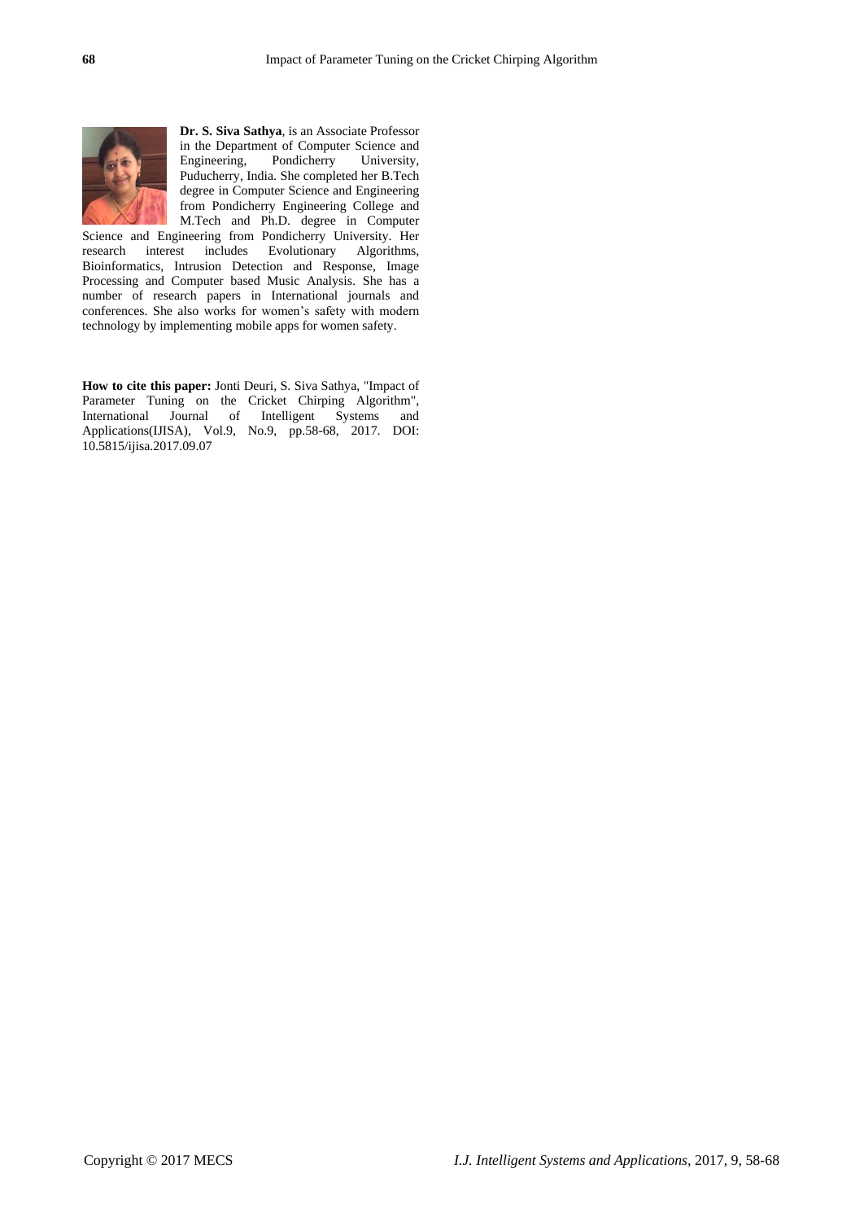**Dr. S. Siva Sathya**, is an Associate Professor in the Department of Computer Science and Engineering, Pondicherry University, Puducherry, India. She completed her B.Tech degree in Computer Science and Engineering from Pondicherry Engineering College and M.Tech and Ph.D. degree in Computer Science and Engineering from Pondicherry University. Her research interest includes Evolutionary Algorithms, Bioinformatics, Intrusion Detection and Response, Image Processing and Computer based Music Analysis. She has a number of research papers in International journals and conferences. She also works for women's safety with modern technology by implementing mobile apps for women safety.

**How to cite this paper:** Jonti Deuri, S. Siva Sathya, "Impact of Parameter Tuning on the Cricket Chirping Algorithm", International Journal of Intelligent Systems and Applications(IJISA), Vol.9, No.9, pp.58-68, 2017. DOI: 10.5815/ijisa.2017.09.07